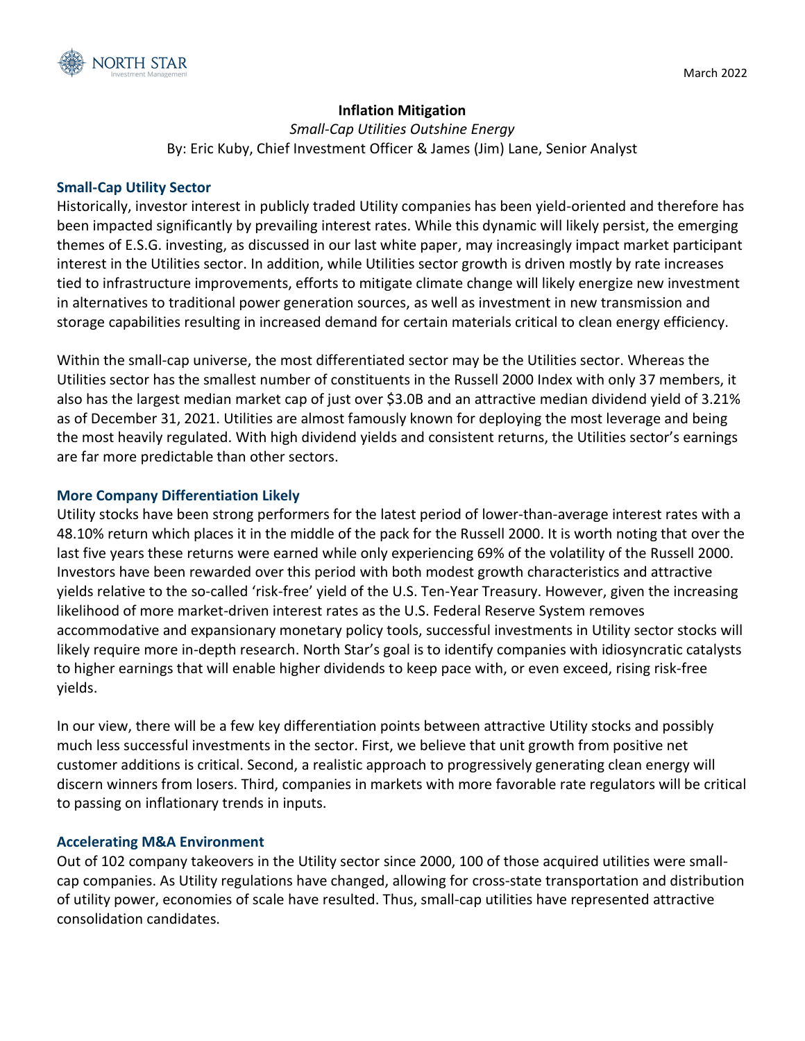March 2022

# Inflation Mitigation

*Small-Cap Utilities Outshine Energy*

By: Eric Kuby, Chief Investment Officer & James (Jim) Lane, Senior Analyst

## Small-Cap Utility Sector

Historically, investor interest in publicly traded Utility companies has been yield-oriented and therefore has been impacted significantly by prevailing interest rates. While this dynamic will likely persist, the emerging themes of E.S.G. investing, as discussed in our last white paper, may increasingly impact market participant interest in the Utilities sector. In addition, while Utilities sector growth is driven mostly by rate increases tied to infrastructure improvements, efforts to mitigate climate change will likely energize new investment in alternatives to traditional power generation sources, as well as investment in new transmission and storage capabilities resulting in increased demand for certain materials critical to clean energy efficiency.

Within the small-cap universe, the most differentiated sector may be the Utilities sector. Whereas the Utilities sector has the smallest number of constituents in the Russell 2000 Index with only 37 members, it also has the largest median market cap of just over $3.0B and an attractive median dividend yield of 3.21% as of December 31, 2021. Utilities are almost famously known for deploying the most leverage and being the most heavily regulated. With high dividend yields and consistent returns, the Utilities sector's earnings are far more predictable than other sectors.

## More Company Differentiation Likely

Utility stocks have been strong performers for the latest period of lower-than-average interest rates with a 48.10% return which places it in the middle of the pack for the Russell 2000. It is worth noting that over the last five years these returns were earned while only experiencing 69% of the volatility of the Russell 2000. Investors have been rewarded over this period with both modest growth characteristics and attractive yields relative to the so-called 'risk-free' yield of the U.S. Ten-Year Treasury. However, given the increasing likelihood of more market-driven interest rates as the U.S. Federal Reserve System removes accommodative and expansionary monetary policy tools, successful investments in Utility sector stocks will likely require more in-depth research. North Star's goal is to identify companies with idiosyncratic catalysts to higher earnings that will enable higher dividends to keep pace with, or even exceed, rising risk-free yields.

In our view, there will be a few key differentiation points between attractive Utility stocks and possibly much less successful investments in the sector. First, we believe that unit growth from positive net customer additions is critical. Second, a realistic approach to progressively generating clean energy will discern winners from losers. Third, companies in markets with more favorable rate regulators will be critical to passing on inflationary trends in inputs.

## Accelerating M&A Environment

Out of 102 company takeovers in the Utility sector since 2000, 100 of those acquired utilities were small-cap companies. As Utility regulations have changed, allowing for cross-state transportation and distribution of utility power, economies of scale have resulted. Thus, small-cap utilities have represented attractive consolidation candidates.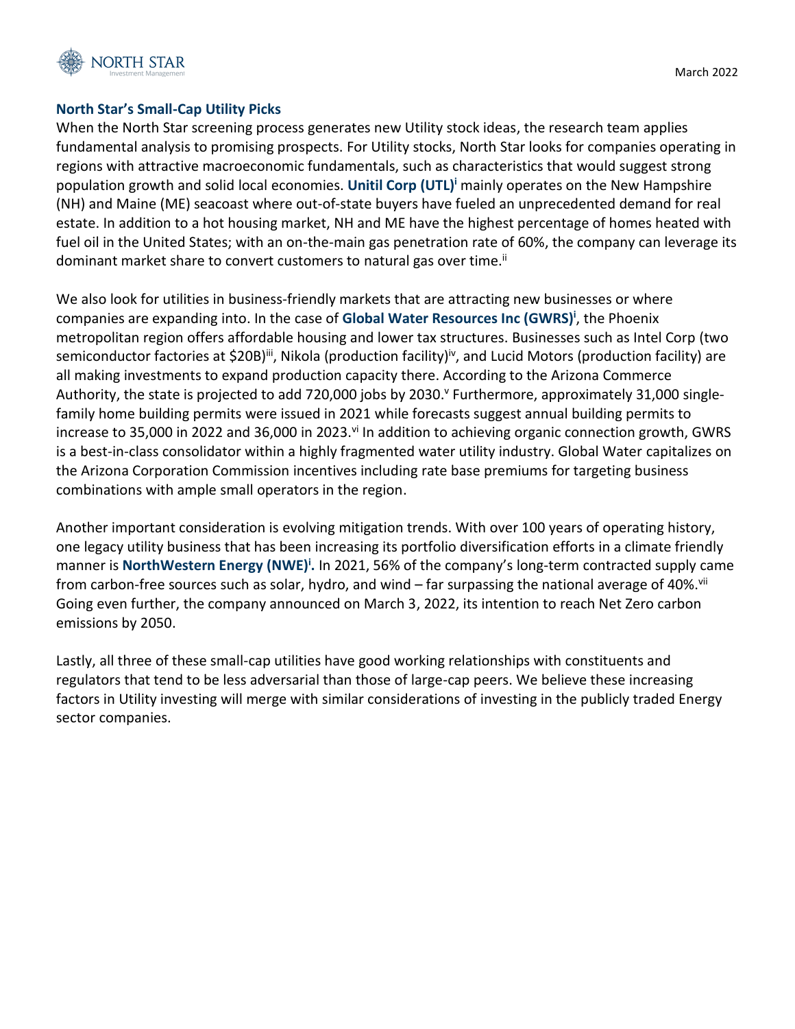## North Star's Small-Cap Utility Picks

When the North Star screening process generates new Utility stock ideas, the research team applies fundamental analysis to promising prospects. For Utility stocks, North Star looks for companies operating in regions with attractive macroeconomic fundamentals, such as characteristics that would suggest strong population growth and solid local economies. **Unitil Corp (UTL)**[i] mainly operates on the New Hampshire (NH) and Maine (ME) seacoast where out-of-state buyers have fueled an unprecedented demand for real estate. In addition to a hot housing market, NH and ME have the highest percentage of homes heated with fuel oil in the United States; with an on-the-main gas penetration rate of 60%, the company can leverage its dominant market share to convert customers to natural gas over time.[ii]

We also look for utilities in business-friendly markets that are attracting new businesses or where companies are expanding into. In the case of **Global Water Resources Inc (GWRS)**[i], the Phoenix metropolitan region offers affordable housing and lower tax structures. Businesses such as Intel Corp (two semiconductor factories at $20B)[iii], Nikola (production facility)[iv], and Lucid Motors (production facility) are all making investments to expand production capacity there. According to the Arizona Commerce Authority, the state is projected to add 720,000 jobs by 2030.[v] Furthermore, approximately 31,000 single-family home building permits were issued in 2021 while forecasts suggest annual building permits to increase to 35,000 in 2022 and 36,000 in 2023.[vi] In addition to achieving organic connection growth, GWRS is a best-in-class consolidator within a highly fragmented water utility industry. Global Water capitalizes on the Arizona Corporation Commission incentives including rate base premiums for targeting business combinations with ample small operators in the region.

Another important consideration is evolving mitigation trends. With over 100 years of operating history, one legacy utility business that has been increasing its portfolio diversification efforts in a climate friendly manner is **NorthWestern Energy (NWE)**[i]**.** In 2021, 56% of the company's long-term contracted supply came from carbon-free sources such as solar, hydro, and wind – far surpassing the national average of 40%.[vii] Going even further, the company announced on March 3, 2022, its intention to reach Net Zero carbon emissions by 2050.

Lastly, all three of these small-cap utilities have good working relationships with constituents and regulators that tend to be less adversarial than those of large-cap peers. We believe these increasing factors in Utility investing will merge with similar considerations of investing in the publicly traded Energy sector companies.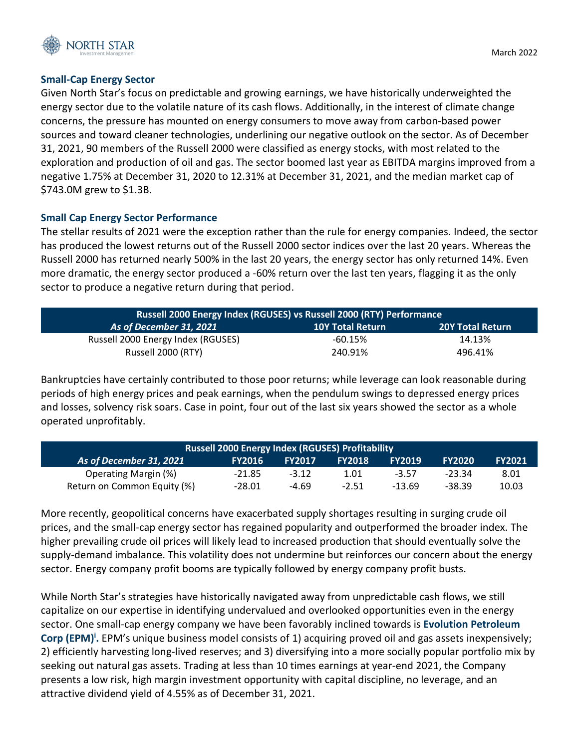## Small-Cap Energy Sector

Given North Star's focus on predictable and growing earnings, we have historically underweighted the energy sector due to the volatile nature of its cash flows. Additionally, in the interest of climate change concerns, the pressure has mounted on energy consumers to move away from carbon-based power sources and toward cleaner technologies, underlining our negative outlook on the sector. As of December 31, 2021, 90 members of the Russell 2000 were classified as energy stocks, with most related to the exploration and production of oil and gas. The sector boomed last year as EBITDA margins improved from a negative 1.75% at December 31, 2020 to 12.31% at December 31, 2021, and the median market cap of $743.0M grew to $1.3B.

## Small Cap Energy Sector Performance

The stellar results of 2021 were the exception rather than the rule for energy companies. Indeed, the sector has produced the lowest returns out of the Russell 2000 sector indices over the last 20 years. Whereas the Russell 2000 has returned nearly 500% in the last 20 years, the energy sector has only returned 14%. Even more dramatic, the energy sector produced a -60% return over the last ten years, flagging it as the only sector to produce a negative return during that period.

| Russell 2000 Energy Index (RGUSES) vs Russell 2000 (RTY) Performance | | |
|---|---|---|
| ***As of December 31, 2021*** | **10Y Total Return** | **20Y Total Return** |
| Russell 2000 Energy Index (RGUSES) | -60.15% | 14.13% |
| Russell 2000 (RTY) | 240.91% | 496.41% |

Bankruptcies have certainly contributed to those poor returns; while leverage can look reasonable during periods of high energy prices and peak earnings, when the pendulum swings to depressed energy prices and losses, solvency risk soars. Case in point, four out of the last six years showed the sector as a whole operated unprofitably.

| Russell 2000 Energy Index (RGUSES) Profitability | | | | | | |
|---|---|---|---|---|---|---|
| ***As of December 31, 2021*** | **FY2016** | **FY2017** | **FY2018** | **FY2019** | **FY2020** | **FY2021** |
| Operating Margin (%) | -21.85 | -3.12 | 1.01 | -3.57 | -23.34 | 8.01 |
| Return on Common Equity (%) | -28.01 | -4.69 | -2.51 | -13.69 | -38.39 | 10.03 |

More recently, geopolitical concerns have exacerbated supply shortages resulting in surging crude oil prices, and the small-cap energy sector has regained popularity and outperformed the broader index. The higher prevailing crude oil prices will likely lead to increased production that should eventually solve the supply-demand imbalance. This volatility does not undermine but reinforces our concern about the energy sector. Energy company profit booms are typically followed by energy company profit busts.

While North Star's strategies have historically navigated away from unpredictable cash flows, we still capitalize on our expertise in identifying undervalued and overlooked opportunities even in the energy sector. One small-cap energy company we have been favorably inclined towards is **Evolution Petroleum Corp (EPM)**[i]. EPM's unique business model consists of 1) acquiring proved oil and gas assets inexpensively; 2) efficiently harvesting long-lived reserves; and 3) diversifying into a more socially popular portfolio mix by seeking out natural gas assets. Trading at less than 10 times earnings at year-end 2021, the Company presents a low risk, high margin investment opportunity with capital discipline, no leverage, and an attractive dividend yield of 4.55% as of December 31, 2021.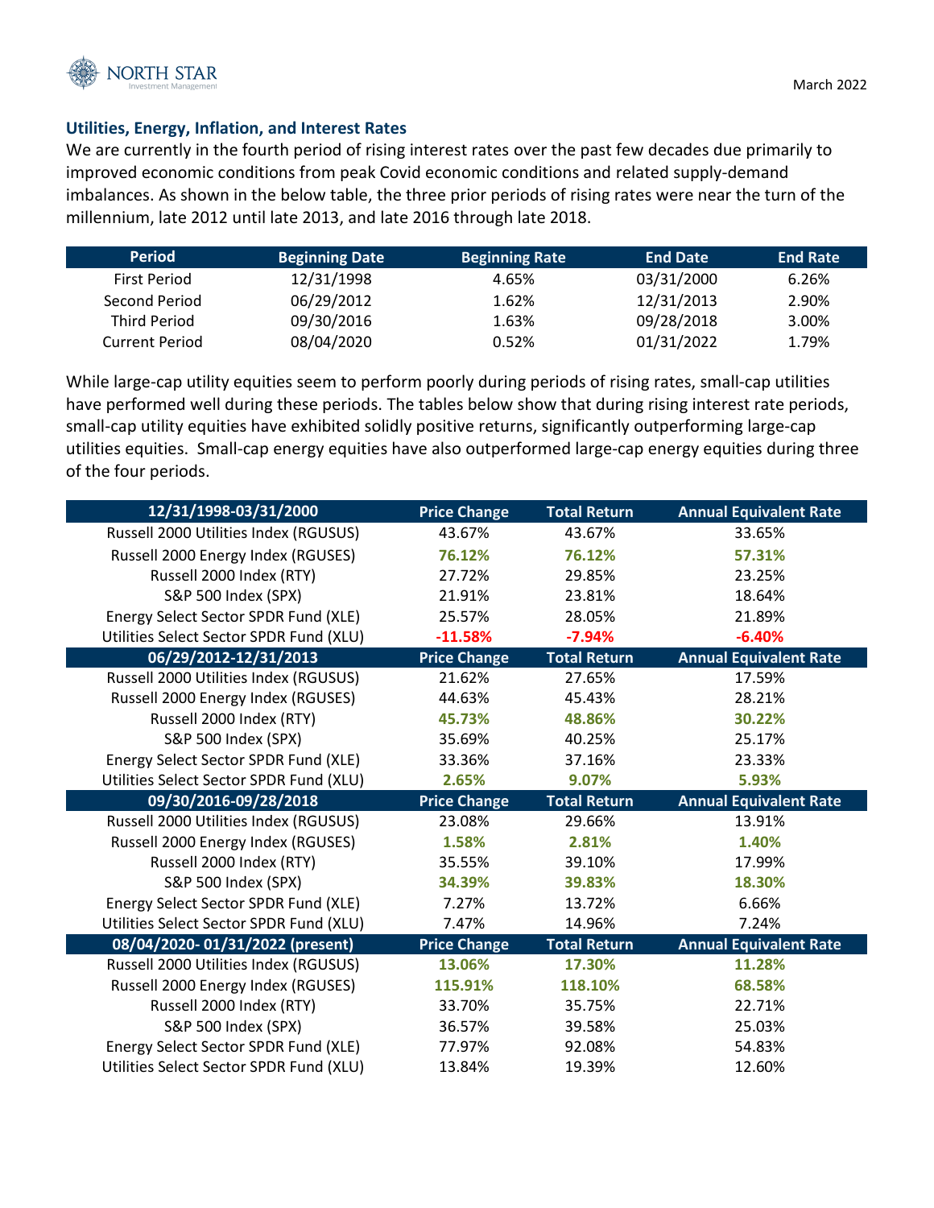## Utilities, Energy, Inflation, and Interest Rates

We are currently in the fourth period of rising interest rates over the past few decades due primarily to improved economic conditions from peak Covid economic conditions and related supply-demand imbalances. As shown in the below table, the three prior periods of rising rates were near the turn of the millennium, late 2012 until late 2013, and late 2016 through late 2018.

| Period | Beginning Date | Beginning Rate | End Date | End Rate |
|---|---|---|---|---|
| First Period | 12/31/1998 | 4.65% | 03/31/2000 | 6.26% |
| Second Period | 06/29/2012 | 1.62% | 12/31/2013 | 2.90% |
| Third Period | 09/30/2016 | 1.63% | 09/28/2018 | 3.00% |
| Current Period | 08/04/2020 | 0.52% | 01/31/2022 | 1.79% |

While large-cap utility equities seem to perform poorly during periods of rising rates, small-cap utilities have performed well during these periods. The tables below show that during rising interest rate periods, small-cap utility equities have exhibited solidly positive returns, significantly outperforming large-cap utilities equities. Small-cap energy equities have also outperformed large-cap energy equities during three of the four periods.

| 12/31/1998-03/31/2000 | Price Change | Total Return | Annual Equivalent Rate |
|---|---|---|---|
| Russell 2000 Utilities Index (RGUSUS) | 43.67% | 43.67% | 33.65% |
| Russell 2000 Energy Index (RGUSES) | **76.12%** | **76.12%** | **57.31%** |
| Russell 2000 Index (RTY) | 27.72% | 29.85% | 23.25% |
| S&P 500 Index (SPX) | 21.91% | 23.81% | 18.64% |
| Energy Select Sector SPDR Fund (XLE) | 25.57% | 28.05% | 21.89% |
| Utilities Select Sector SPDR Fund (XLU) | **-11.58%** | **-7.94%** | **-6.40%** |
| **06/29/2012-12/31/2013** | **Price Change** | **Total Return** | **Annual Equivalent Rate** |
| Russell 2000 Utilities Index (RGUSUS) | 21.62% | 27.65% | 17.59% |
| Russell 2000 Energy Index (RGUSES) | 44.63% | 45.43% | 28.21% |
| Russell 2000 Index (RTY) | **45.73%** | **48.86%** | **30.22%** |
| S&P 500 Index (SPX) | 35.69% | 40.25% | 25.17% |
| Energy Select Sector SPDR Fund (XLE) | 33.36% | 37.16% | 23.33% |
| Utilities Select Sector SPDR Fund (XLU) | **2.65%** | **9.07%** | **5.93%** |
| **09/30/2016-09/28/2018** | **Price Change** | **Total Return** | **Annual Equivalent Rate** |
| Russell 2000 Utilities Index (RGUSUS) | 23.08% | 29.66% | 13.91% |
| Russell 2000 Energy Index (RGUSES) | **1.58%** | **2.81%** | **1.40%** |
| Russell 2000 Index (RTY) | 35.55% | 39.10% | 17.99% |
| S&P 500 Index (SPX) | **34.39%** | **39.83%** | **18.30%** |
| Energy Select Sector SPDR Fund (XLE) | 7.27% | 13.72% | 6.66% |
| Utilities Select Sector SPDR Fund (XLU) | 7.47% | 14.96% | 7.24% |
| **08/04/2020- 01/31/2022 (present)** | **Price Change** | **Total Return** | **Annual Equivalent Rate** |
| Russell 2000 Utilities Index (RGUSUS) | **13.06%** | **17.30%** | **11.28%** |
| Russell 2000 Energy Index (RGUSES) | **115.91%** | **118.10%** | **68.58%** |
| Russell 2000 Index (RTY) | 33.70% | 35.75% | 22.71% |
| S&P 500 Index (SPX) | 36.57% | 39.58% | 25.03% |
| Energy Select Sector SPDR Fund (XLE) | 77.97% | 92.08% | 54.83% |
| Utilities Select Sector SPDR Fund (XLU) | 13.84% | 19.39% | 12.60% |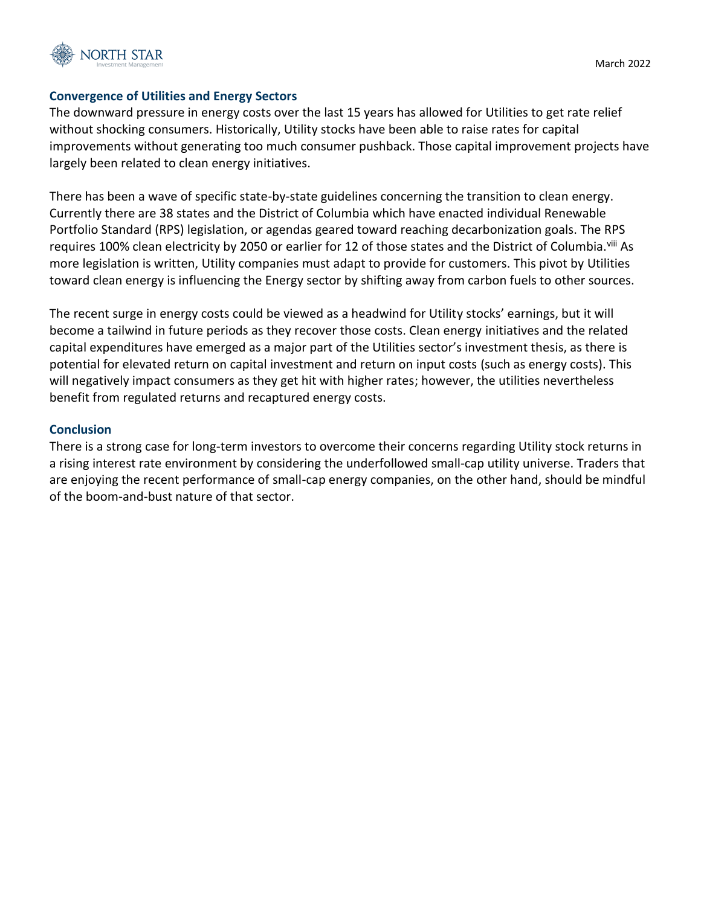### Convergence of Utilities and Energy Sectors

The downward pressure in energy costs over the last 15 years has allowed for Utilities to get rate relief without shocking consumers. Historically, Utility stocks have been able to raise rates for capital improvements without generating too much consumer pushback. Those capital improvement projects have largely been related to clean energy initiatives.

There has been a wave of specific state-by-state guidelines concerning the transition to clean energy. Currently there are 38 states and the District of Columbia which have enacted individual Renewable Portfolio Standard (RPS) legislation, or agendas geared toward reaching decarbonization goals. The RPS requires 100% clean electricity by 2050 or earlier for 12 of those states and the District of Columbia.[viii] As more legislation is written, Utility companies must adapt to provide for customers. This pivot by Utilities toward clean energy is influencing the Energy sector by shifting away from carbon fuels to other sources.

The recent surge in energy costs could be viewed as a headwind for Utility stocks' earnings, but it will become a tailwind in future periods as they recover those costs. Clean energy initiatives and the related capital expenditures have emerged as a major part of the Utilities sector's investment thesis, as there is potential for elevated return on capital investment and return on input costs (such as energy costs). This will negatively impact consumers as they get hit with higher rates; however, the utilities nevertheless benefit from regulated returns and recaptured energy costs.

### Conclusion

There is a strong case for long-term investors to overcome their concerns regarding Utility stock returns in a rising interest rate environment by considering the underfollowed small-cap utility universe. Traders that are enjoying the recent performance of small-cap energy companies, on the other hand, should be mindful of the boom-and-bust nature of that sector.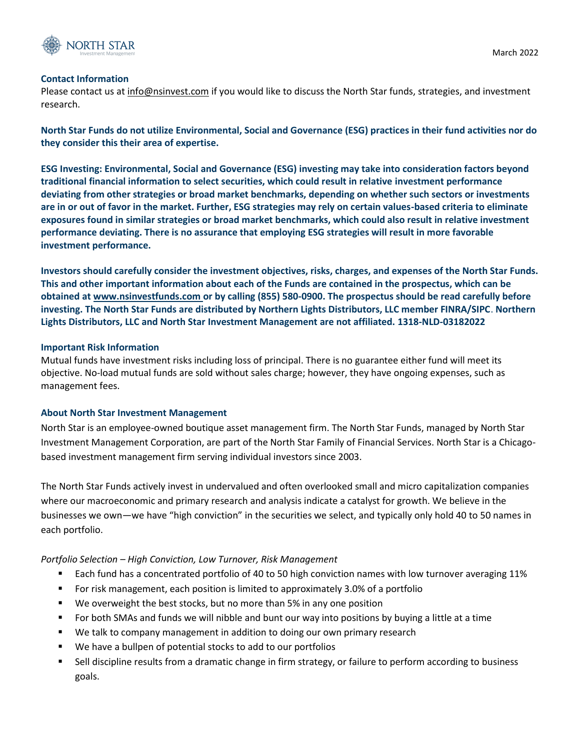March 2022

**Contact Information**

Please contact us at info@nsinvest.com if you would like to discuss the North Star funds, strategies, and investment research.

**North Star Funds do not utilize Environmental, Social and Governance (ESG) practices in their fund activities nor do they consider this their area of expertise.**

**ESG Investing: Environmental, Social and Governance (ESG) investing may take into consideration factors beyond traditional financial information to select securities, which could result in relative investment performance deviating from other strategies or broad market benchmarks, depending on whether such sectors or investments are in or out of favor in the market. Further, ESG strategies may rely on certain values-based criteria to eliminate exposures found in similar strategies or broad market benchmarks, which could also result in relative investment performance deviating. There is no assurance that employing ESG strategies will result in more favorable investment performance.**

**Investors should carefully consider the investment objectives, risks, charges, and expenses of the North Star Funds. This and other important information about each of the Funds are contained in the prospectus, which can be obtained at www.nsinvestfunds.com or by calling (855) 580-0900. The prospectus should be read carefully before investing. The North Star Funds are distributed by Northern Lights Distributors, LLC member FINRA/SIPC. Northern Lights Distributors, LLC and North Star Investment Management are not affiliated. 1318-NLD-03182022**

**Important Risk Information**

Mutual funds have investment risks including loss of principal. There is no guarantee either fund will meet its objective. No-load mutual funds are sold without sales charge; however, they have ongoing expenses, such as management fees.

**About North Star Investment Management**

North Star is an employee-owned boutique asset management firm. The North Star Funds, managed by North Star Investment Management Corporation, are part of the North Star Family of Financial Services. North Star is a Chicago-based investment management firm serving individual investors since 2003.

The North Star Funds actively invest in undervalued and often overlooked small and micro capitalization companies where our macroeconomic and primary research and analysis indicate a catalyst for growth. We believe in the businesses we own—we have "high conviction" in the securities we select, and typically only hold 40 to 50 names in each portfolio.

*Portfolio Selection – High Conviction, Low Turnover, Risk Management*

- Each fund has a concentrated portfolio of 40 to 50 high conviction names with low turnover averaging 11%
- For risk management, each position is limited to approximately 3.0% of a portfolio
- We overweight the best stocks, but no more than 5% in any one position
- For both SMAs and funds we will nibble and bunt our way into positions by buying a little at a time
- We talk to company management in addition to doing our own primary research
- We have a bullpen of potential stocks to add to our portfolios
- Sell discipline results from a dramatic change in firm strategy, or failure to perform according to business goals.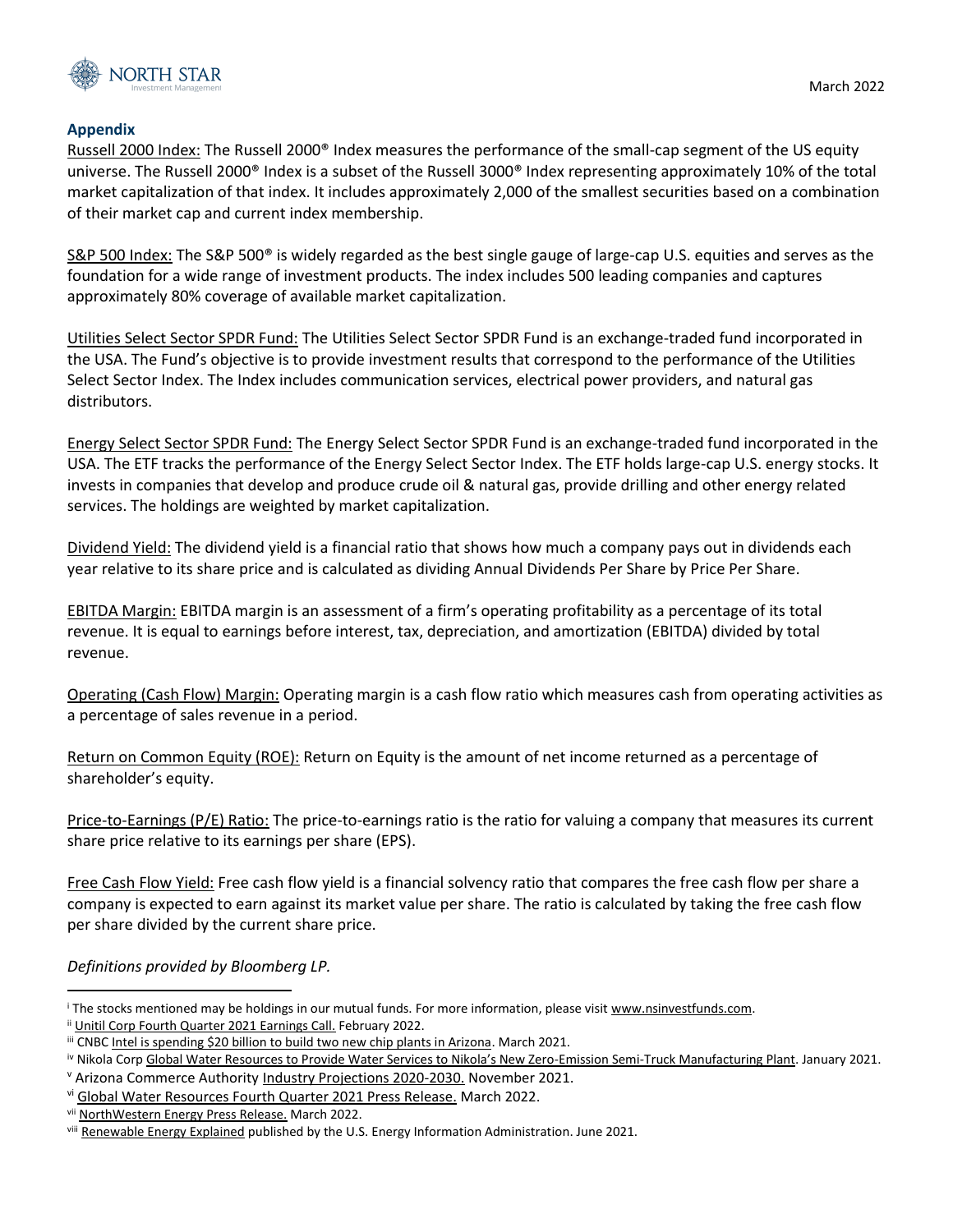## Appendix

Russell 2000 Index: The Russell 2000® Index measures the performance of the small-cap segment of the US equity universe. The Russell 2000® Index is a subset of the Russell 3000® Index representing approximately 10% of the total market capitalization of that index. It includes approximately 2,000 of the smallest securities based on a combination of their market cap and current index membership.

S&P 500 Index: The S&P 500® is widely regarded as the best single gauge of large-cap U.S. equities and serves as the foundation for a wide range of investment products. The index includes 500 leading companies and captures approximately 80% coverage of available market capitalization.

Utilities Select Sector SPDR Fund: The Utilities Select Sector SPDR Fund is an exchange-traded fund incorporated in the USA. The Fund's objective is to provide investment results that correspond to the performance of the Utilities Select Sector Index. The Index includes communication services, electrical power providers, and natural gas distributors.

Energy Select Sector SPDR Fund: The Energy Select Sector SPDR Fund is an exchange-traded fund incorporated in the USA. The ETF tracks the performance of the Energy Select Sector Index. The ETF holds large-cap U.S. energy stocks. It invests in companies that develop and produce crude oil & natural gas, provide drilling and other energy related services. The holdings are weighted by market capitalization.

Dividend Yield: The dividend yield is a financial ratio that shows how much a company pays out in dividends each year relative to its share price and is calculated as dividing Annual Dividends Per Share by Price Per Share.

EBITDA Margin: EBITDA margin is an assessment of a firm's operating profitability as a percentage of its total revenue. It is equal to earnings before interest, tax, depreciation, and amortization (EBITDA) divided by total revenue.

Operating (Cash Flow) Margin: Operating margin is a cash flow ratio which measures cash from operating activities as a percentage of sales revenue in a period.

Return on Common Equity (ROE): Return on Equity is the amount of net income returned as a percentage of shareholder's equity.

Price-to-Earnings (P/E) Ratio: The price-to-earnings ratio is the ratio for valuing a company that measures its current share price relative to its earnings per share (EPS).

Free Cash Flow Yield: Free cash flow yield is a financial solvency ratio that compares the free cash flow per share a company is expected to earn against its market value per share. The ratio is calculated by taking the free cash flow per share divided by the current share price.

*Definitions provided by Bloomberg LP.*

---

[i] The stocks mentioned may be holdings in our mutual funds. For more information, please visit www.nsinvestfunds.com.

[ii] Unitil Corp Fourth Quarter 2021 Earnings Call. February 2022.

[iii] CNBC Intel is spending $20 billion to build two new chip plants in Arizona. March 2021.

[iv] Nikola Corp Global Water Resources to Provide Water Services to Nikola's New Zero-Emission Semi-Truck Manufacturing Plant. January 2021.

[v] Arizona Commerce Authority Industry Projections 2020-2030. November 2021.

[vi] Global Water Resources Fourth Quarter 2021 Press Release. March 2022.

[vii] NorthWestern Energy Press Release. March 2022.

[viii] Renewable Energy Explained published by the U.S. Energy Information Administration. June 2021.